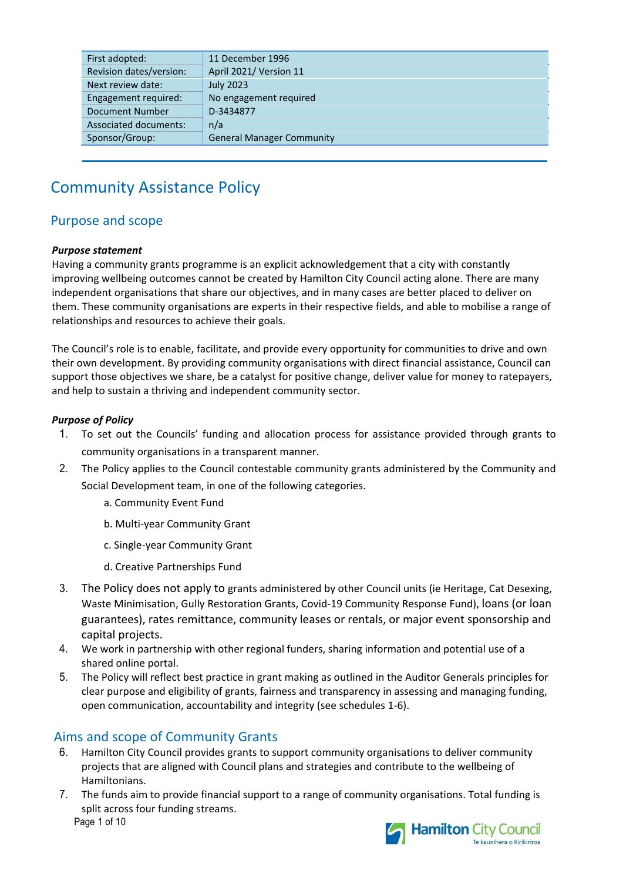| First adopted: | 11 December 1996 |
|---|---|
| Revision dates/version: | April 2021/ Version 11 |
| Next review date: | July 2023 |
| Engagement required: | No engagement required |
| Document Number | D-3434877 |
| Associated documents: | n/a |
| Sponsor/Group: | General Manager Community |

# Community Assistance Policy

## Purpose and scope

***Purpose statement***

Having a community grants programme is an explicit acknowledgement that a city with constantly improving wellbeing outcomes cannot be created by Hamilton City Council acting alone. There are many independent organisations that share our objectives, and in many cases are better placed to deliver on them. These community organisations are experts in their respective fields, and able to mobilise a range of relationships and resources to achieve their goals.

The Council's role is to enable, facilitate, and provide every opportunity for communities to drive and own their own development. By providing community organisations with direct financial assistance, Council can support those objectives we share, be a catalyst for positive change, deliver value for money to ratepayers, and help to sustain a thriving and independent community sector.

***Purpose of Policy***

1. To set out the Councils' funding and allocation process for assistance provided through grants to community organisations in a transparent manner.
2. The Policy applies to the Council contestable community grants administered by the Community and Social Development team, in one of the following categories.
   a. Community Event Fund
   b. Multi-year Community Grant
   c. Single-year Community Grant
   d. Creative Partnerships Fund
3. The Policy does not apply to grants administered by other Council units (ie Heritage, Cat Desexing, Waste Minimisation, Gully Restoration Grants, Covid-19 Community Response Fund), loans (or loan guarantees), rates remittance, community leases or rentals, or major event sponsorship and capital projects.
4. We work in partnership with other regional funders, sharing information and potential use of a shared online portal.
5. The Policy will reflect best practice in grant making as outlined in the Auditor Generals principles for clear purpose and eligibility of grants, fairness and transparency in assessing and managing funding, open communication, accountability and integrity (see schedules 1-6).

## Aims and scope of Community Grants

6. Hamilton City Council provides grants to support community organisations to deliver community projects that are aligned with Council plans and strategies and contribute to the wellbeing of Hamiltonians.
7. The funds aim to provide financial support to a range of community organisations. Total funding is split across four funding streams.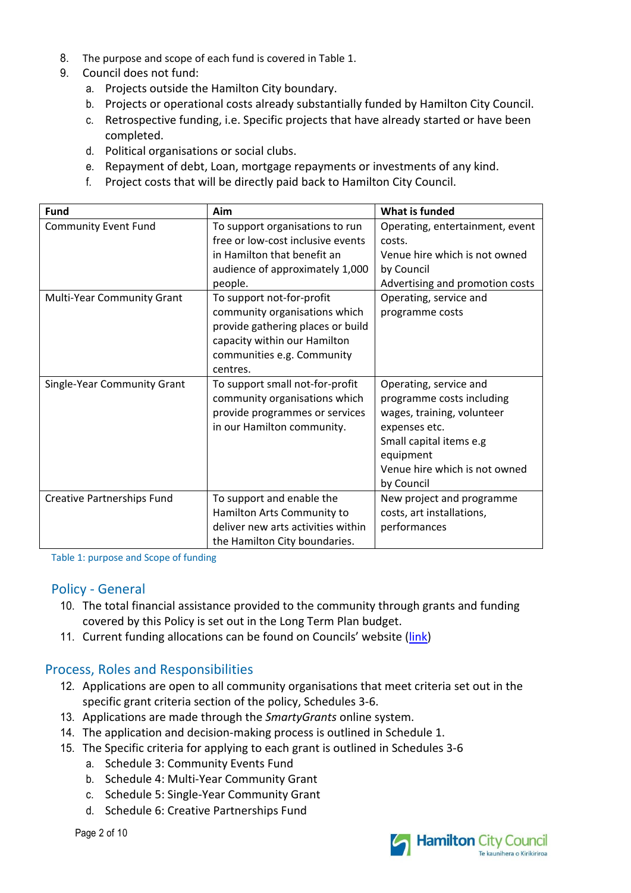8. The purpose and scope of each fund is covered in Table 1.
9. Council does not fund:
    a. Projects outside the Hamilton City boundary.
    b. Projects or operational costs already substantially funded by Hamilton City Council.
    c. Retrospective funding, i.e. Specific projects that have already started or have been completed.
    d. Political organisations or social clubs.
    e. Repayment of debt, Loan, mortgage repayments or investments of any kind.
    f. Project costs that will be directly paid back to Hamilton City Council.

| Fund | Aim | What is funded |
|---|---|---|
| Community Event Fund | To support organisations to run free or low-cost inclusive events in Hamilton that benefit an audience of approximately 1,000 people. | Operating, entertainment, event costs.<br>Venue hire which is not owned by Council<br>Advertising and promotion costs |
| Multi-Year Community Grant | To support not-for-profit community organisations which provide gathering places or build capacity within our Hamilton communities e.g. Community centres. | Operating, service and programme costs |
| Single-Year Community Grant | To support small not-for-profit community organisations which provide programmes or services in our Hamilton community. | Operating, service and programme costs including wages, training, volunteer expenses etc.<br>Small capital items e.g equipment<br>Venue hire which is not owned by Council |
| Creative Partnerships Fund | To support and enable the Hamilton Arts Community to deliver new arts activities within the Hamilton City boundaries. | New project and programme costs, art installations, performances |

Table 1: purpose and Scope of funding

## Policy - General

10. The total financial assistance provided to the community through grants and funding covered by this Policy is set out in the Long Term Plan budget.
11. Current funding allocations can be found on Councils' website (link)

## Process, Roles and Responsibilities

12. Applications are open to all community organisations that meet criteria set out in the specific grant criteria section of the policy, Schedules 3-6.
13. Applications are made through the *SmartyGrants* online system.
14. The application and decision-making process is outlined in Schedule 1.
15. The Specific criteria for applying to each grant is outlined in Schedules 3-6
    a. Schedule 3: Community Events Fund
    b. Schedule 4: Multi-Year Community Grant
    c. Schedule 5: Single-Year Community Grant
    d. Schedule 6: Creative Partnerships Fund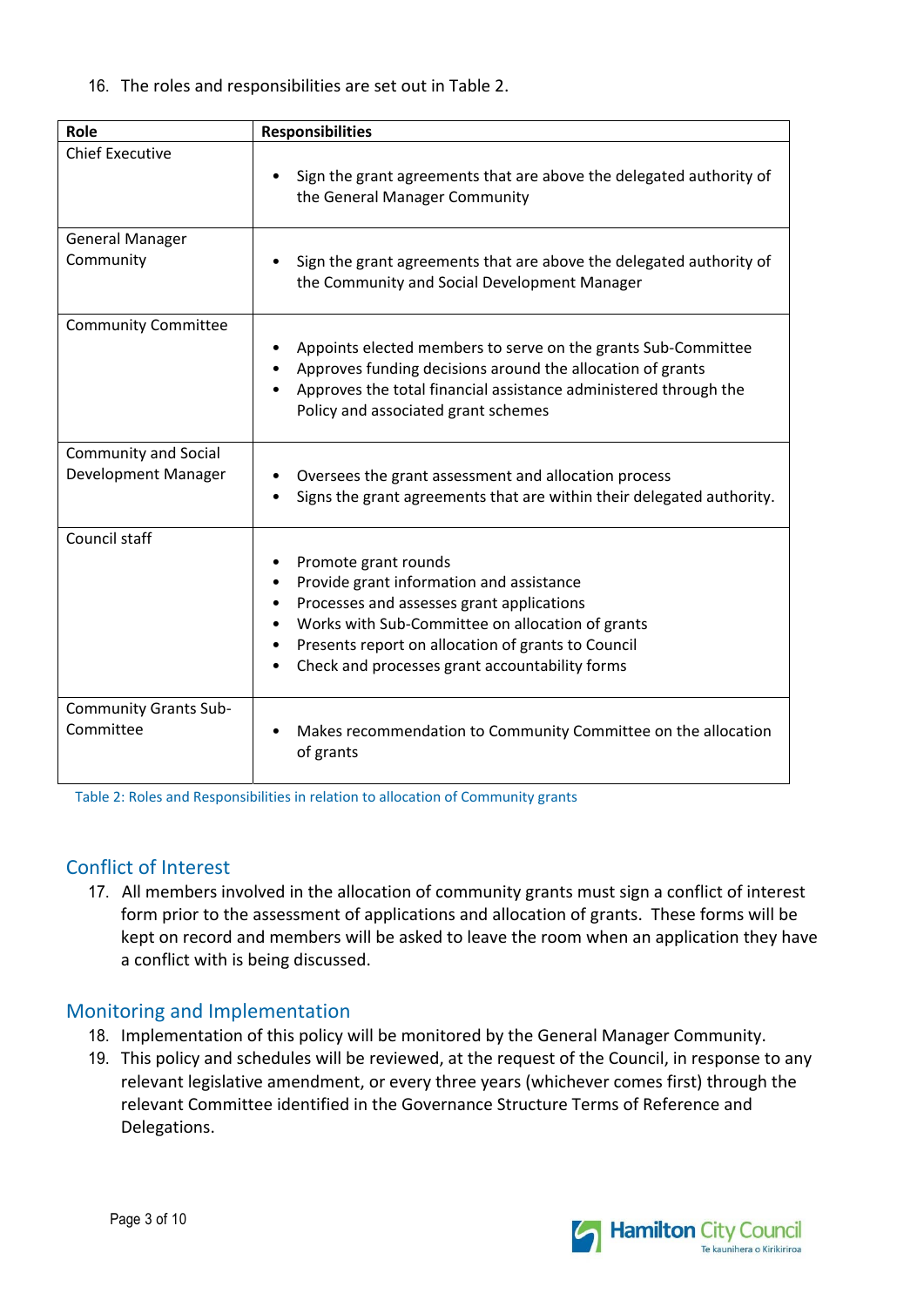16. The roles and responsibilities are set out in Table 2.

| Role | Responsibilities |
| --- | --- |
| Chief Executive | • Sign the grant agreements that are above the delegated authority of the General Manager Community |
| General Manager Community | • Sign the grant agreements that are above the delegated authority of the Community and Social Development Manager |
| Community Committee | • Appoints elected members to serve on the grants Sub-Committee<br>• Approves funding decisions around the allocation of grants<br>• Approves the total financial assistance administered through the Policy and associated grant schemes |
| Community and Social Development Manager | • Oversees the grant assessment and allocation process<br>• Signs the grant agreements that are within their delegated authority. |
| Council staff | • Promote grant rounds<br>• Provide grant information and assistance<br>• Processes and assesses grant applications<br>• Works with Sub-Committee on allocation of grants<br>• Presents report on allocation of grants to Council<br>• Check and processes grant accountability forms |
| Community Grants Sub-Committee | • Makes recommendation to Community Committee on the allocation of grants |

Table 2: Roles and Responsibilities in relation to allocation of Community grants

## Conflict of Interest

17. All members involved in the allocation of community grants must sign a conflict of interest form prior to the assessment of applications and allocation of grants. These forms will be kept on record and members will be asked to leave the room when an application they have a conflict with is being discussed.

## Monitoring and Implementation

18. Implementation of this policy will be monitored by the General Manager Community.
19. This policy and schedules will be reviewed, at the request of the Council, in response to any relevant legislative amendment, or every three years (whichever comes first) through the relevant Committee identified in the Governance Structure Terms of Reference and Delegations.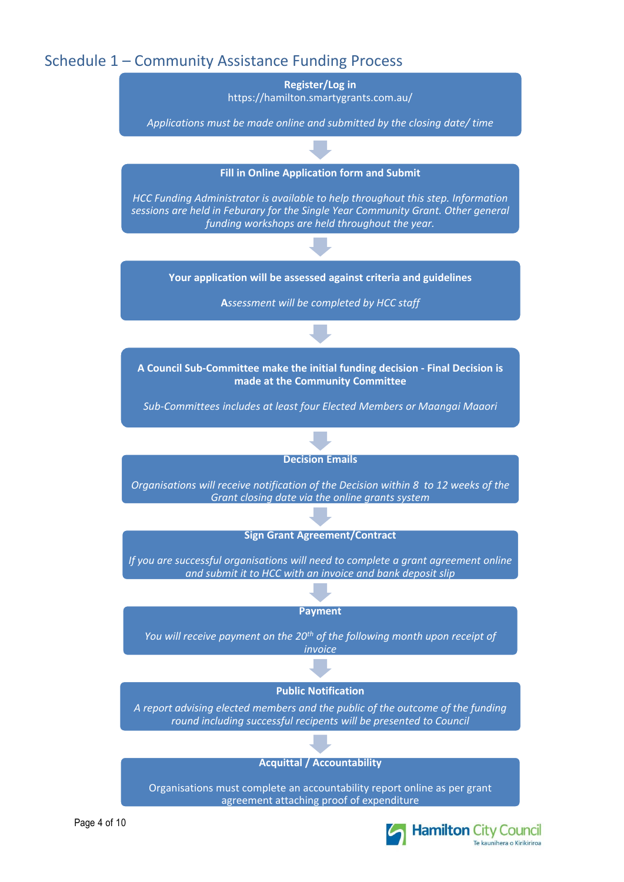## Schedule 1 – Community Assistance Funding Process

**Register/Log in**

https://hamilton.smartygrants.com.au/

*Applications must be made online and submitted by the closing date/ time*

↓

**Fill in Online Application form and Submit**

*HCC Funding Administrator is available to help throughout this step. Information sessions are held in Feburary for the Single Year Community Grant. Other general funding workshops are held throughout the year.*

↓

**Your application will be assessed against criteria and guidelines**

***A**ssessment will be completed by HCC staff*

↓

**A Council Sub-Committee make the initial funding decision - Final Decision is made at the Community Committee**

*Sub-Committees includes at least four Elected Members or Maangai Maaori*

↓

**Decision Emails**

*Organisations will receive notification of the Decision within 8 to 12 weeks of the Grant closing date via the online grants system*

↓

**Sign Grant Agreement/Contract**

*If you are successful organisations will need to complete a grant agreement online and submit it to HCC with an invoice and bank deposit slip*

↓

**Payment**

*You will receive payment on the 20th of the following month upon receipt of invoice*

↓

**Public Notification**

*A report advising elected members and the public of the outcome of the funding round including successful recipents will be presented to Council*

↓

**Acquittal / Accountability**

Organisations must complete an accountability report online as per grant agreement attaching proof of expenditure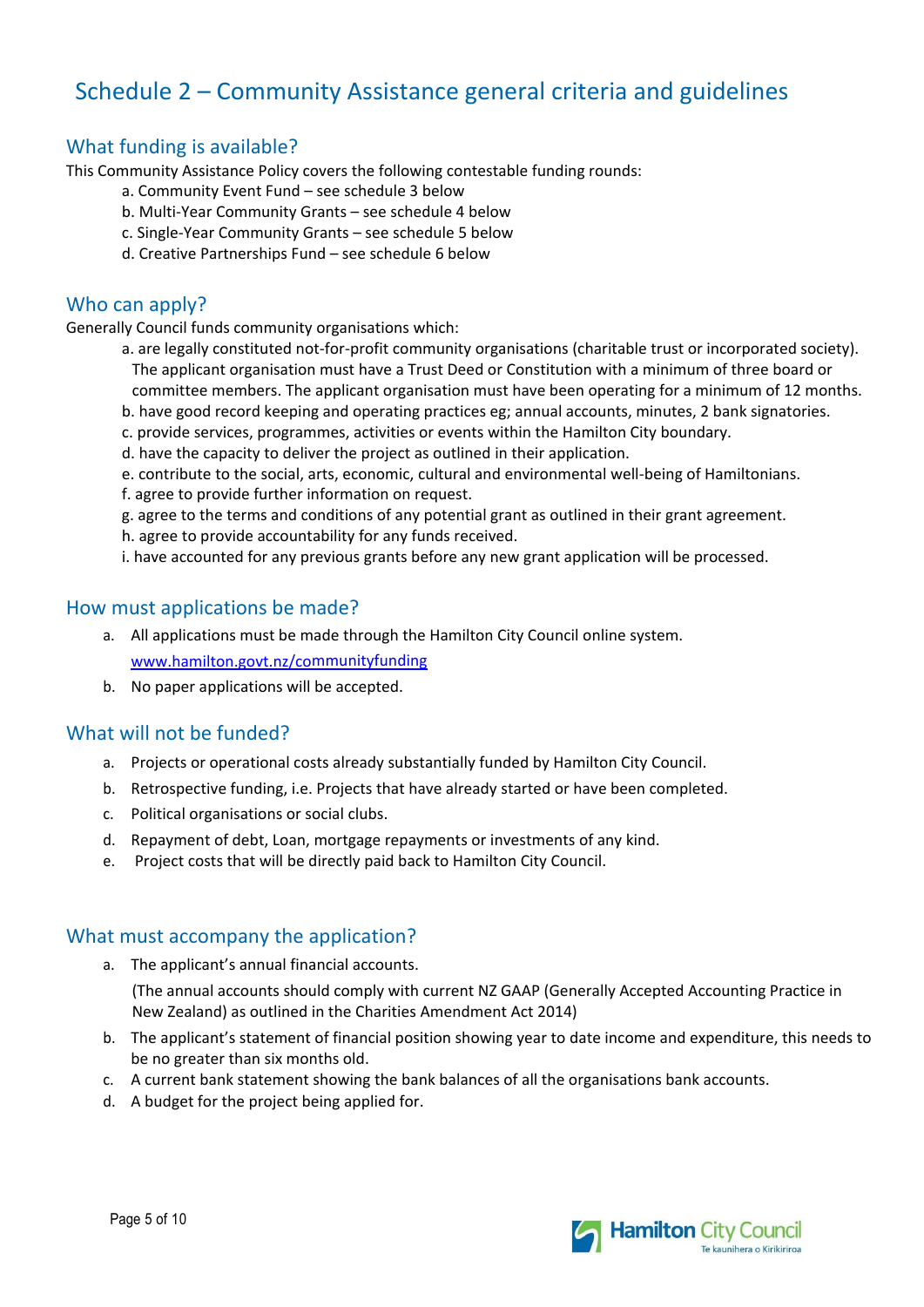# Schedule 2 – Community Assistance general criteria and guidelines

## What funding is available?

This Community Assistance Policy covers the following contestable funding rounds:

a. Community Event Fund – see schedule 3 below
b. Multi-Year Community Grants – see schedule 4 below
c. Single-Year Community Grants – see schedule 5 below
d. Creative Partnerships Fund – see schedule 6 below

## Who can apply?

Generally Council funds community organisations which:

a. are legally constituted not-for-profit community organisations (charitable trust or incorporated society). The applicant organisation must have a Trust Deed or Constitution with a minimum of three board or committee members. The applicant organisation must have been operating for a minimum of 12 months.
b. have good record keeping and operating practices eg; annual accounts, minutes, 2 bank signatories.
c. provide services, programmes, activities or events within the Hamilton City boundary.
d. have the capacity to deliver the project as outlined in their application.
e. contribute to the social, arts, economic, cultural and environmental well-being of Hamiltonians.
f. agree to provide further information on request.
g. agree to the terms and conditions of any potential grant as outlined in their grant agreement.
h. agree to provide accountability for any funds received.
i. have accounted for any previous grants before any new grant application will be processed.

## How must applications be made?

a. All applications must be made through the Hamilton City Council online system. www.hamilton.govt.nz/communityfunding
b. No paper applications will be accepted.

## What will not be funded?

a. Projects or operational costs already substantially funded by Hamilton City Council.
b. Retrospective funding, i.e. Projects that have already started or have been completed.
c. Political organisations or social clubs.
d. Repayment of debt, Loan, mortgage repayments or investments of any kind.
e. Project costs that will be directly paid back to Hamilton City Council.

## What must accompany the application?

a. The applicant's annual financial accounts.
   (The annual accounts should comply with current NZ GAAP (Generally Accepted Accounting Practice in New Zealand) as outlined in the Charities Amendment Act 2014)
b. The applicant's statement of financial position showing year to date income and expenditure, this needs to be no greater than six months old.
c. A current bank statement showing the bank balances of all the organisations bank accounts.
d. A budget for the project being applied for.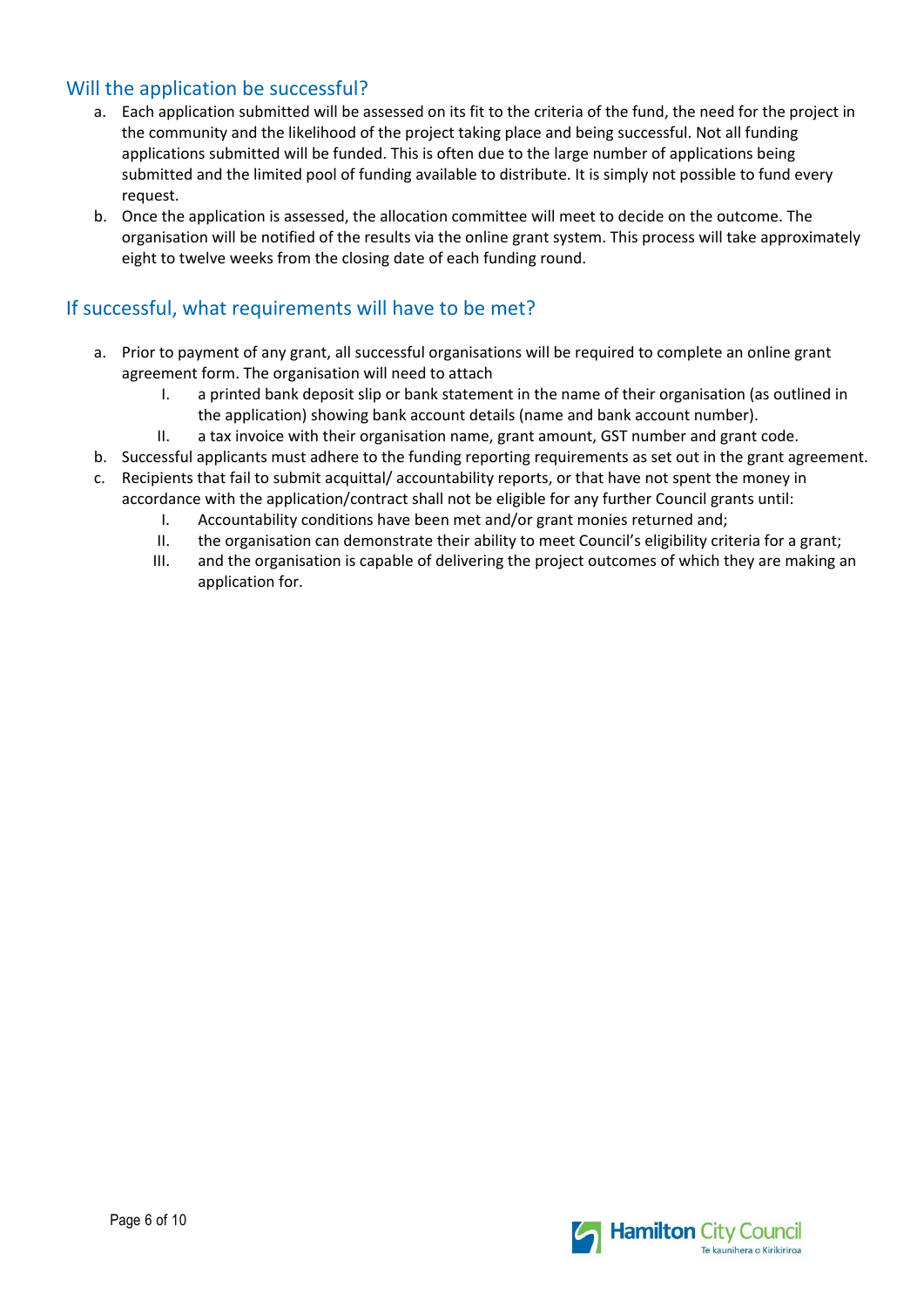## Will the application be successful?

a. Each application submitted will be assessed on its fit to the criteria of the fund, the need for the project in the community and the likelihood of the project taking place and being successful. Not all funding applications submitted will be funded. This is often due to the large number of applications being submitted and the limited pool of funding available to distribute. It is simply not possible to fund every request.

b. Once the application is assessed, the allocation committee will meet to decide on the outcome. The organisation will be notified of the results via the online grant system. This process will take approximately eight to twelve weeks from the closing date of each funding round.

## If successful, what requirements will have to be met?

a. Prior to payment of any grant, all successful organisations will be required to complete an online grant agreement form. The organisation will need to attach
   I. a printed bank deposit slip or bank statement in the name of their organisation (as outlined in the application) showing bank account details (name and bank account number).
   II. a tax invoice with their organisation name, grant amount, GST number and grant code.

b. Successful applicants must adhere to the funding reporting requirements as set out in the grant agreement.

c. Recipients that fail to submit acquittal/ accountability reports, or that have not spent the money in accordance with the application/contract shall not be eligible for any further Council grants until:
   I. Accountability conditions have been met and/or grant monies returned and;
   II. the organisation can demonstrate their ability to meet Council's eligibility criteria for a grant;
   III. and the organisation is capable of delivering the project outcomes of which they are making an application for.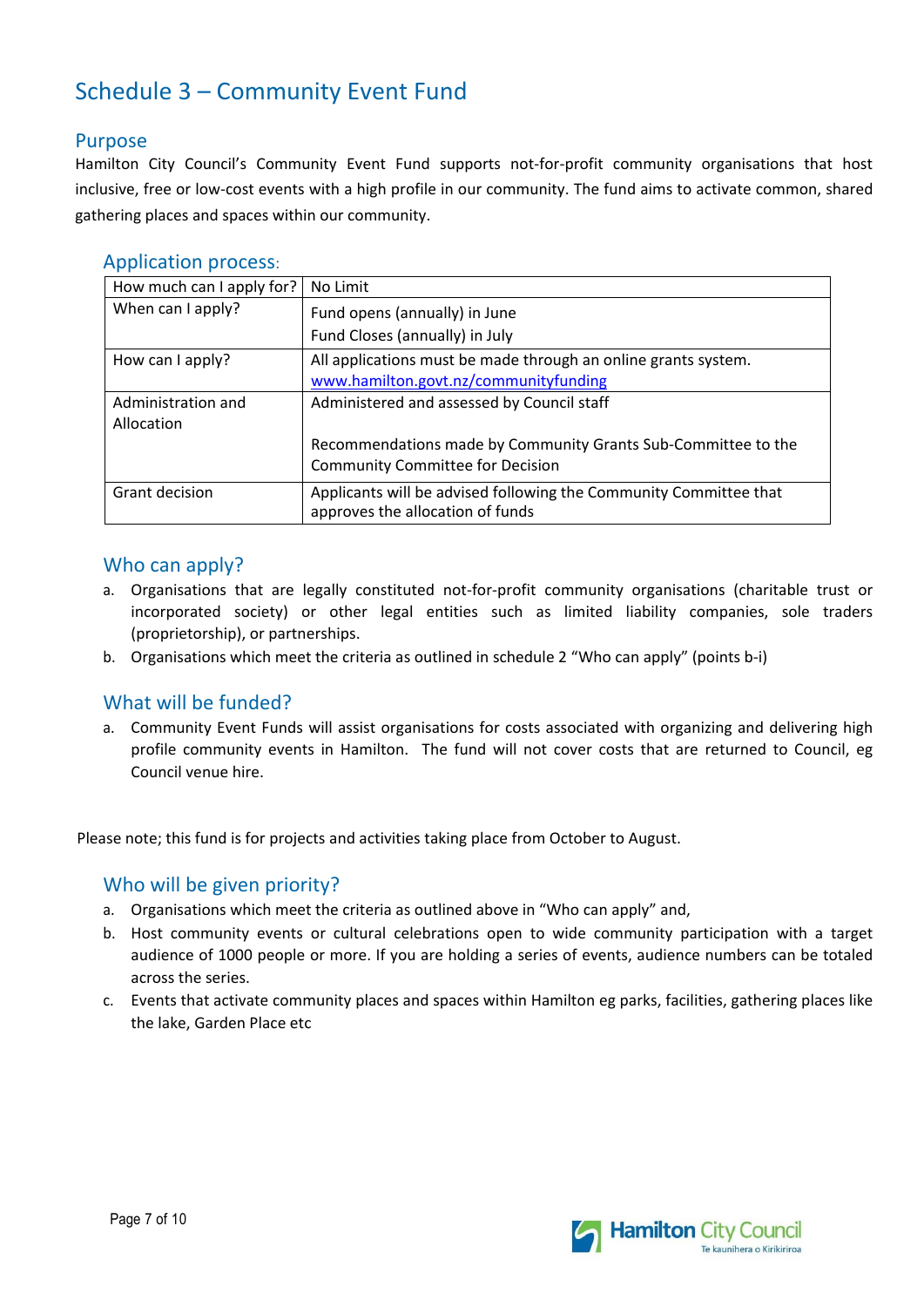# Schedule 3 – Community Event Fund

## Purpose

Hamilton City Council's Community Event Fund supports not-for-profit community organisations that host inclusive, free or low-cost events with a high profile in our community. The fund aims to activate common, shared gathering places and spaces within our community.

## Application process:

| How much can I apply for? | No Limit |
|---|---|
| When can I apply? | Fund opens (annually) in June<br>Fund Closes (annually) in July |
| How can I apply? | All applications must be made through an online grants system. www.hamilton.govt.nz/communityfunding |
| Administration and Allocation | Administered and assessed by Council staff<br><br>Recommendations made by Community Grants Sub-Committee to the Community Committee for Decision |
| Grant decision | Applicants will be advised following the Community Committee that approves the allocation of funds |

## Who can apply?

a. Organisations that are legally constituted not-for-profit community organisations (charitable trust or incorporated society) or other legal entities such as limited liability companies, sole traders (proprietorship), or partnerships.

b. Organisations which meet the criteria as outlined in schedule 2 "Who can apply" (points b-i)

## What will be funded?

a. Community Event Funds will assist organisations for costs associated with organizing and delivering high profile community events in Hamilton. The fund will not cover costs that are returned to Council, eg Council venue hire.

Please note; this fund is for projects and activities taking place from October to August.

## Who will be given priority?

a. Organisations which meet the criteria as outlined above in "Who can apply" and,

b. Host community events or cultural celebrations open to wide community participation with a target audience of 1000 people or more. If you are holding a series of events, audience numbers can be totaled across the series.

c. Events that activate community places and spaces within Hamilton eg parks, facilities, gathering places like the lake, Garden Place etc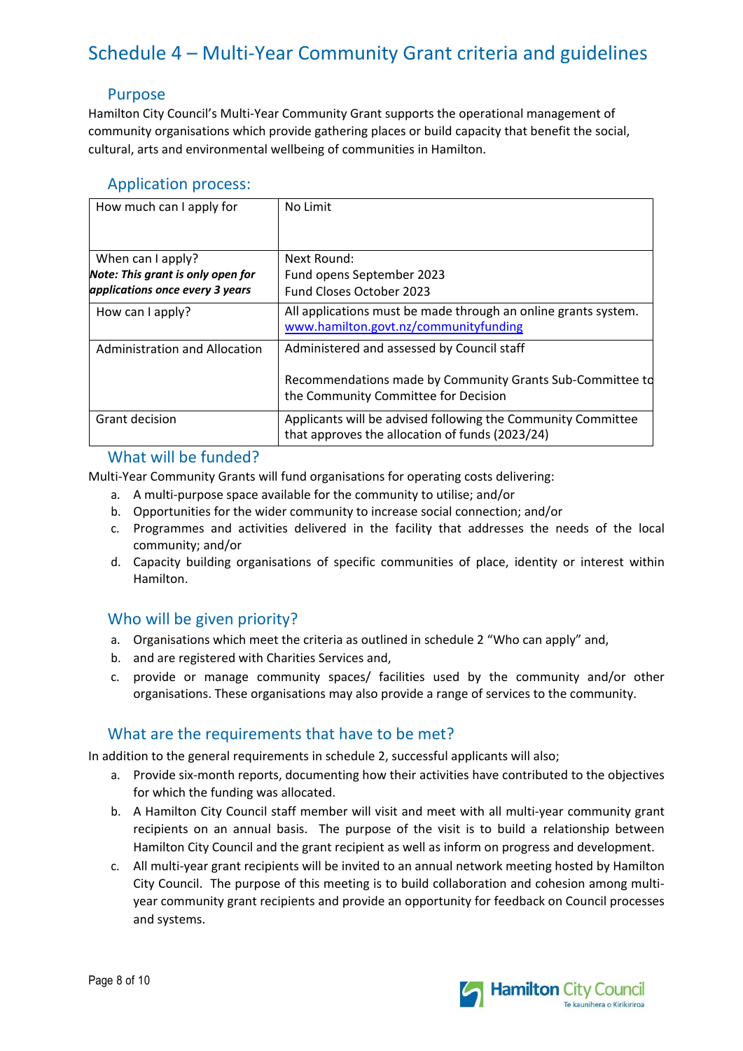# Schedule 4 – Multi-Year Community Grant criteria and guidelines

## Purpose

Hamilton City Council's Multi-Year Community Grant supports the operational management of community organisations which provide gathering places or build capacity that benefit the social, cultural, arts and environmental wellbeing of communities in Hamilton.

## Application process:

| | |
|---|---|
| How much can I apply for | No Limit |
| When can I apply?<br>***Note: This grant is only open for applications once every 3 years*** | Next Round:<br>Fund opens September 2023<br>Fund Closes October 2023 |
| How can I apply? | All applications must be made through an online grants system.<br>www.hamilton.govt.nz/communityfunding |
| Administration and Allocation | Administered and assessed by Council staff<br><br>Recommendations made by Community Grants Sub-Committee to the Community Committee for Decision |
| Grant decision | Applicants will be advised following the Community Committee that approves the allocation of funds (2023/24) |

## What will be funded?

Multi-Year Community Grants will fund organisations for operating costs delivering:

a. A multi-purpose space available for the community to utilise; and/or
b. Opportunities for the wider community to increase social connection; and/or
c. Programmes and activities delivered in the facility that addresses the needs of the local community; and/or
d. Capacity building organisations of specific communities of place, identity or interest within Hamilton.

## Who will be given priority?

a. Organisations which meet the criteria as outlined in schedule 2 "Who can apply" and,
b. and are registered with Charities Services and,
c. provide or manage community spaces/ facilities used by the community and/or other organisations. These organisations may also provide a range of services to the community.

## What are the requirements that have to be met?

In addition to the general requirements in schedule 2, successful applicants will also;

a. Provide six-month reports, documenting how their activities have contributed to the objectives for which the funding was allocated.
b. A Hamilton City Council staff member will visit and meet with all multi-year community grant recipients on an annual basis. The purpose of the visit is to build a relationship between Hamilton City Council and the grant recipient as well as inform on progress and development.
c. All multi-year grant recipients will be invited to an annual network meeting hosted by Hamilton City Council. The purpose of this meeting is to build collaboration and cohesion among multi-year community grant recipients and provide an opportunity for feedback on Council processes and systems.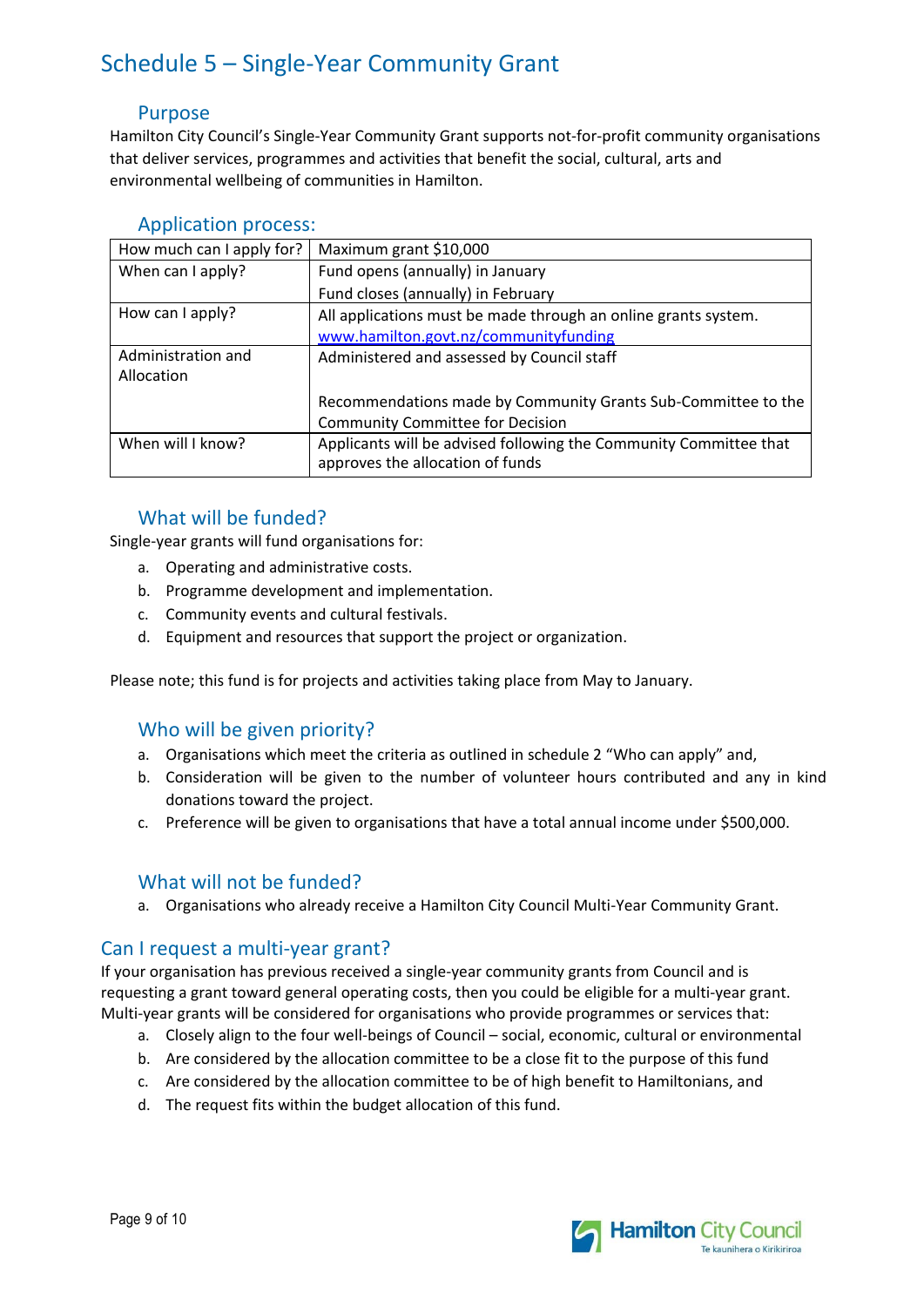# Schedule 5 – Single-Year Community Grant

## Purpose

Hamilton City Council's Single-Year Community Grant supports not-for-profit community organisations that deliver services, programmes and activities that benefit the social, cultural, arts and environmental wellbeing of communities in Hamilton.

## Application process:

| How much can I apply for? | Maximum grant $10,000 |
|---|---|
| When can I apply? | Fund opens (annually) in January<br>Fund closes (annually) in February |
| How can I apply? | All applications must be made through an online grants system.<br>www.hamilton.govt.nz/communityfunding |
| Administration and Allocation | Administered and assessed by Council staff<br><br>Recommendations made by Community Grants Sub-Committee to the Community Committee for Decision |
| When will I know? | Applicants will be advised following the Community Committee that approves the allocation of funds |

## What will be funded?

Single-year grants will fund organisations for:

a. Operating and administrative costs.
b. Programme development and implementation.
c. Community events and cultural festivals.
d. Equipment and resources that support the project or organization.

Please note; this fund is for projects and activities taking place from May to January.

## Who will be given priority?

a. Organisations which meet the criteria as outlined in schedule 2 "Who can apply" and,
b. Consideration will be given to the number of volunteer hours contributed and any in kind donations toward the project.
c. Preference will be given to organisations that have a total annual income under $500,000.

## What will not be funded?

a. Organisations who already receive a Hamilton City Council Multi-Year Community Grant.

## Can I request a multi-year grant?

If your organisation has previous received a single-year community grants from Council and is requesting a grant toward general operating costs, then you could be eligible for a multi-year grant. Multi-year grants will be considered for organisations who provide programmes or services that:

a. Closely align to the four well-beings of Council – social, economic, cultural or environmental
b. Are considered by the allocation committee to be a close fit to the purpose of this fund
c. Are considered by the allocation committee to be of high benefit to Hamiltonians, and
d. The request fits within the budget allocation of this fund.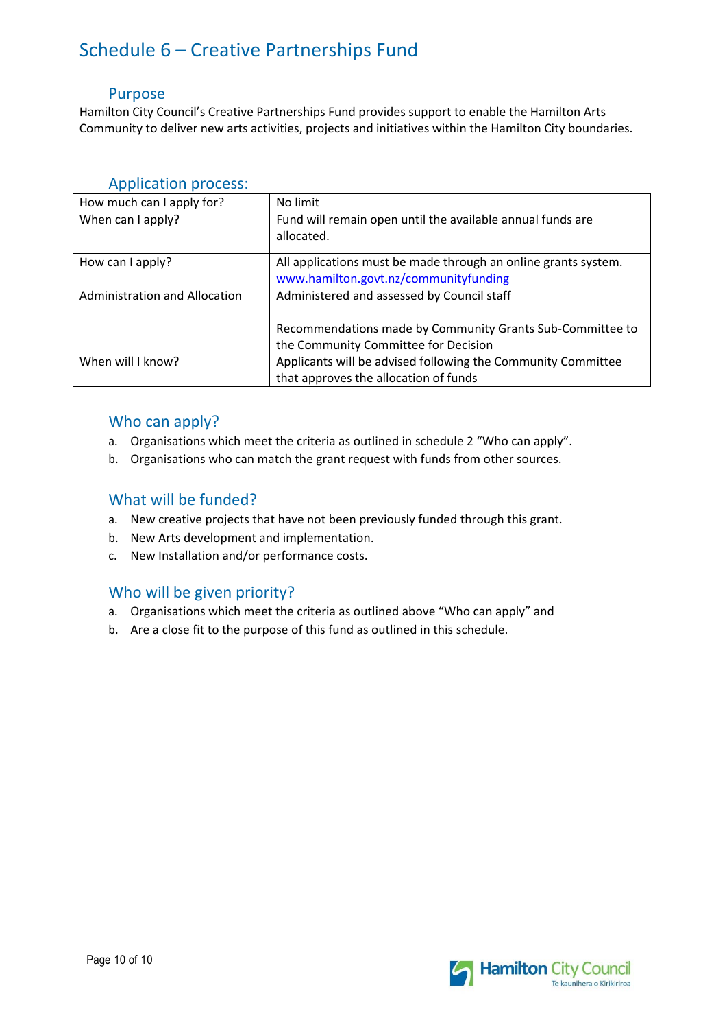# Schedule 6 – Creative Partnerships Fund

## Purpose

Hamilton City Council's Creative Partnerships Fund provides support to enable the Hamilton Arts Community to deliver new arts activities, projects and initiatives within the Hamilton City boundaries.

## Application process:

| | |
|---|---|
| How much can I apply for? | No limit |
| When can I apply? | Fund will remain open until the available annual funds are allocated. |
| How can I apply? | All applications must be made through an online grants system. www.hamilton.govt.nz/communityfunding |
| Administration and Allocation | Administered and assessed by Council staff<br><br>Recommendations made by Community Grants Sub-Committee to the Community Committee for Decision |
| When will I know? | Applicants will be advised following the Community Committee that approves the allocation of funds |

## Who can apply?

a. Organisations which meet the criteria as outlined in schedule 2 "Who can apply".
b. Organisations who can match the grant request with funds from other sources.

## What will be funded?

a. New creative projects that have not been previously funded through this grant.
b. New Arts development and implementation.
c. New Installation and/or performance costs.

## Who will be given priority?

a. Organisations which meet the criteria as outlined above "Who can apply" and
b. Are a close fit to the purpose of this fund as outlined in this schedule.